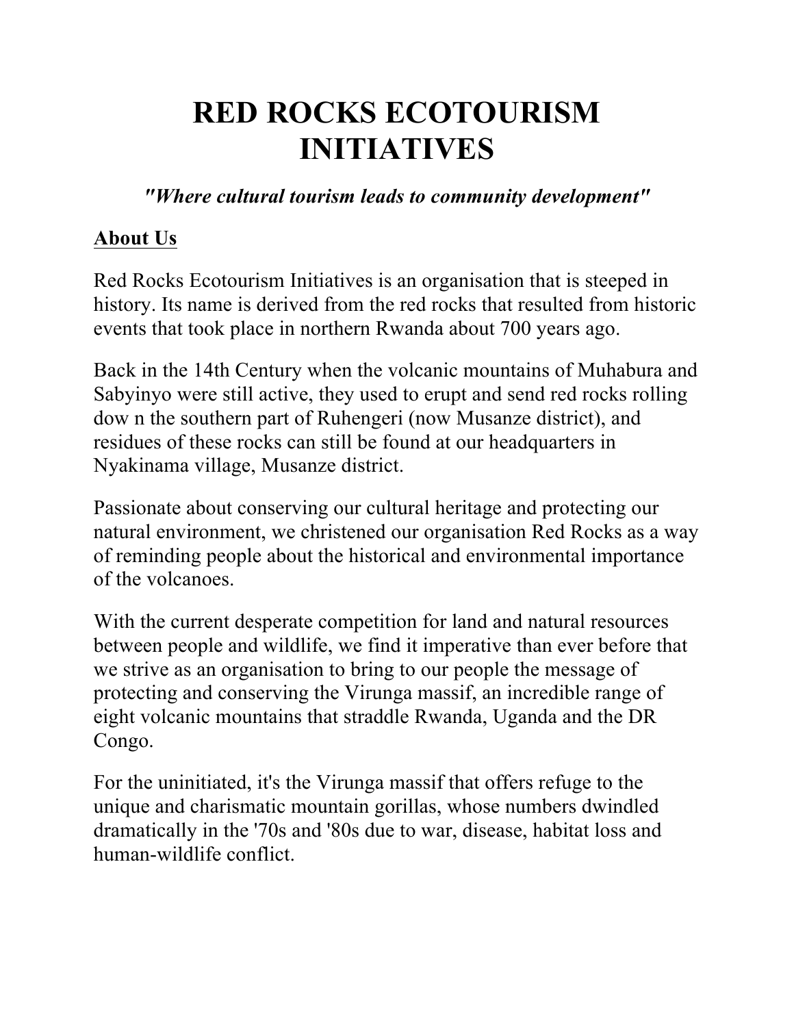# RED ROCKS ECOTOURISM INITIATIVES

***"Where cultural tourism leads to community development"***

## About Us

Red Rocks Ecotourism Initiatives is an organisation that is steeped in history. Its name is derived from the red rocks that resulted from historic events that took place in northern Rwanda about 700 years ago.

Back in the 14th Century when the volcanic mountains of Muhabura and Sabyinyo were still active, they used to erupt and send red rocks rolling dow n the southern part of Ruhengeri (now Musanze district), and residues of these rocks can still be found at our headquarters in Nyakinama village, Musanze district.

Passionate about conserving our cultural heritage and protecting our natural environment, we christened our organisation Red Rocks as a way of reminding people about the historical and environmental importance of the volcanoes.

With the current desperate competition for land and natural resources between people and wildlife, we find it imperative than ever before that we strive as an organisation to bring to our people the message of protecting and conserving the Virunga massif, an incredible range of eight volcanic mountains that straddle Rwanda, Uganda and the DR Congo.

For the uninitiated, it's the Virunga massif that offers refuge to the unique and charismatic mountain gorillas, whose numbers dwindled dramatically in the '70s and '80s due to war, disease, habitat loss and human-wildlife conflict.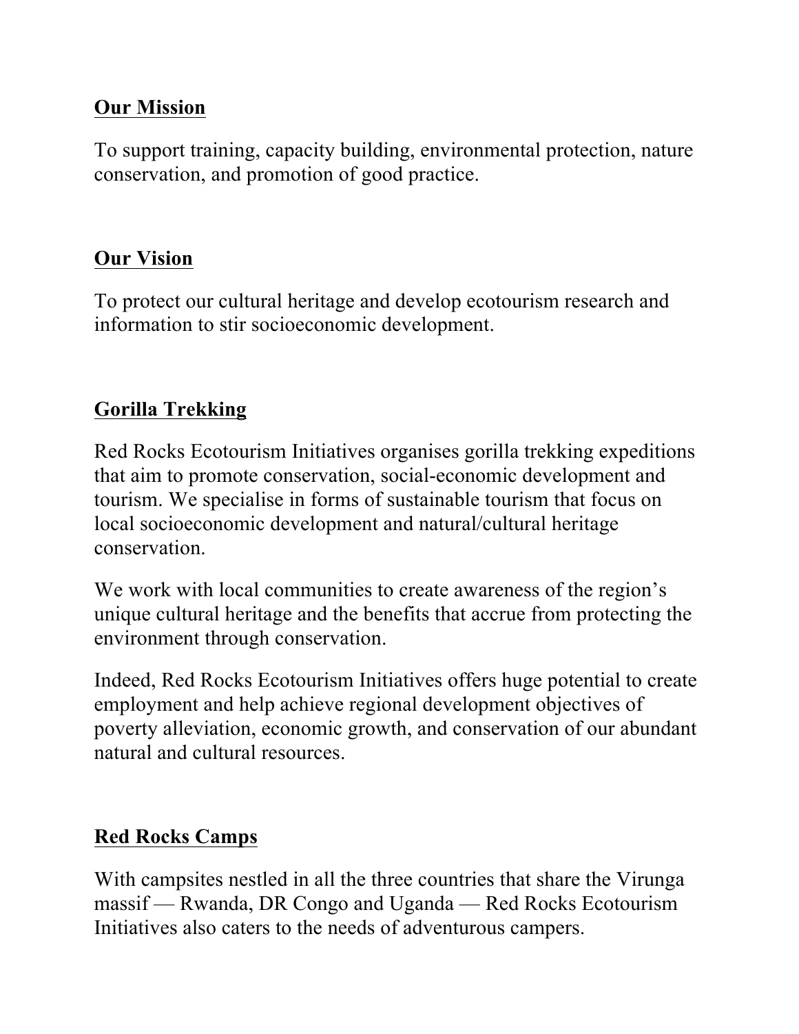## Our Mission

To support training, capacity building, environmental protection, nature conservation, and promotion of good practice.

## Our Vision

To protect our cultural heritage and develop ecotourism research and information to stir socioeconomic development.

## Gorilla Trekking

Red Rocks Ecotourism Initiatives organises gorilla trekking expeditions that aim to promote conservation, social-economic development and tourism. We specialise in forms of sustainable tourism that focus on local socioeconomic development and natural/cultural heritage conservation.

We work with local communities to create awareness of the region's unique cultural heritage and the benefits that accrue from protecting the environment through conservation.

Indeed, Red Rocks Ecotourism Initiatives offers huge potential to create employment and help achieve regional development objectives of poverty alleviation, economic growth, and conservation of our abundant natural and cultural resources.

## Red Rocks Camps

With campsites nestled in all the three countries that share the Virunga massif — Rwanda, DR Congo and Uganda — Red Rocks Ecotourism Initiatives also caters to the needs of adventurous campers.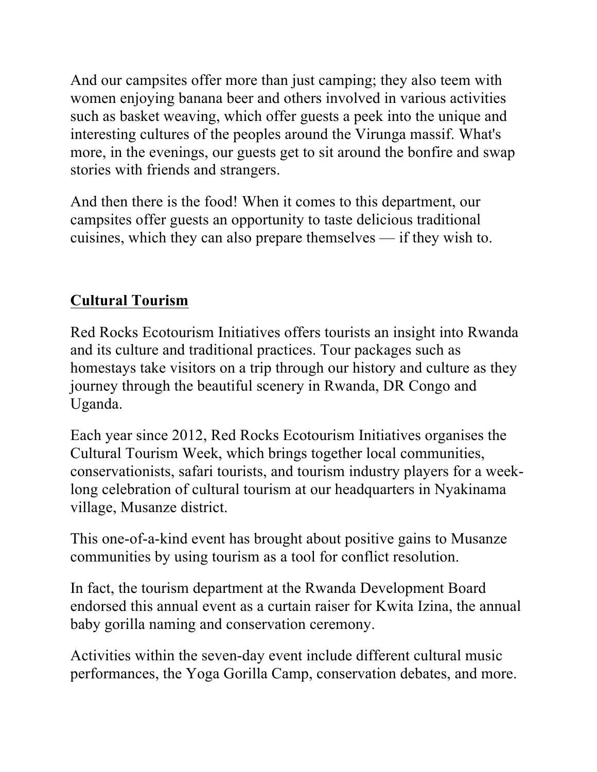And our campsites offer more than just camping; they also teem with women enjoying banana beer and others involved in various activities such as basket weaving, which offer guests a peek into the unique and interesting cultures of the peoples around the Virunga massif. What's more, in the evenings, our guests get to sit around the bonfire and swap stories with friends and strangers.

And then there is the food! When it comes to this department, our campsites offer guests an opportunity to taste delicious traditional cuisines, which they can also prepare themselves — if they wish to.

## Cultural Tourism

Red Rocks Ecotourism Initiatives offers tourists an insight into Rwanda and its culture and traditional practices. Tour packages such as homestays take visitors on a trip through our history and culture as they journey through the beautiful scenery in Rwanda, DR Congo and Uganda.

Each year since 2012, Red Rocks Ecotourism Initiatives organises the Cultural Tourism Week, which brings together local communities, conservationists, safari tourists, and tourism industry players for a week-long celebration of cultural tourism at our headquarters in Nyakinama village, Musanze district.

This one-of-a-kind event has brought about positive gains to Musanze communities by using tourism as a tool for conflict resolution.

In fact, the tourism department at the Rwanda Development Board endorsed this annual event as a curtain raiser for Kwita Izina, the annual baby gorilla naming and conservation ceremony.

Activities within the seven-day event include different cultural music performances, the Yoga Gorilla Camp, conservation debates, and more.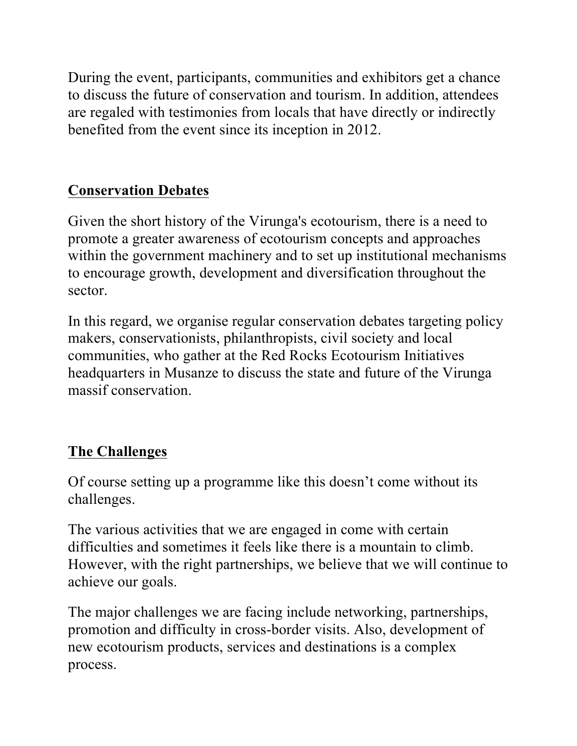During the event, participants, communities and exhibitors get a chance to discuss the future of conservation and tourism. In addition, attendees are regaled with testimonies from locals that have directly or indirectly benefited from the event since its inception in 2012.

## Conservation Debates

Given the short history of the Virunga's ecotourism, there is a need to promote a greater awareness of ecotourism concepts and approaches within the government machinery and to set up institutional mechanisms to encourage growth, development and diversification throughout the sector.

In this regard, we organise regular conservation debates targeting policy makers, conservationists, philanthropists, civil society and local communities, who gather at the Red Rocks Ecotourism Initiatives headquarters in Musanze to discuss the state and future of the Virunga massif conservation.

## The Challenges

Of course setting up a programme like this doesn't come without its challenges.

The various activities that we are engaged in come with certain difficulties and sometimes it feels like there is a mountain to climb. However, with the right partnerships, we believe that we will continue to achieve our goals.

The major challenges we are facing include networking, partnerships, promotion and difficulty in cross-border visits. Also, development of new ecotourism products, services and destinations is a complex process.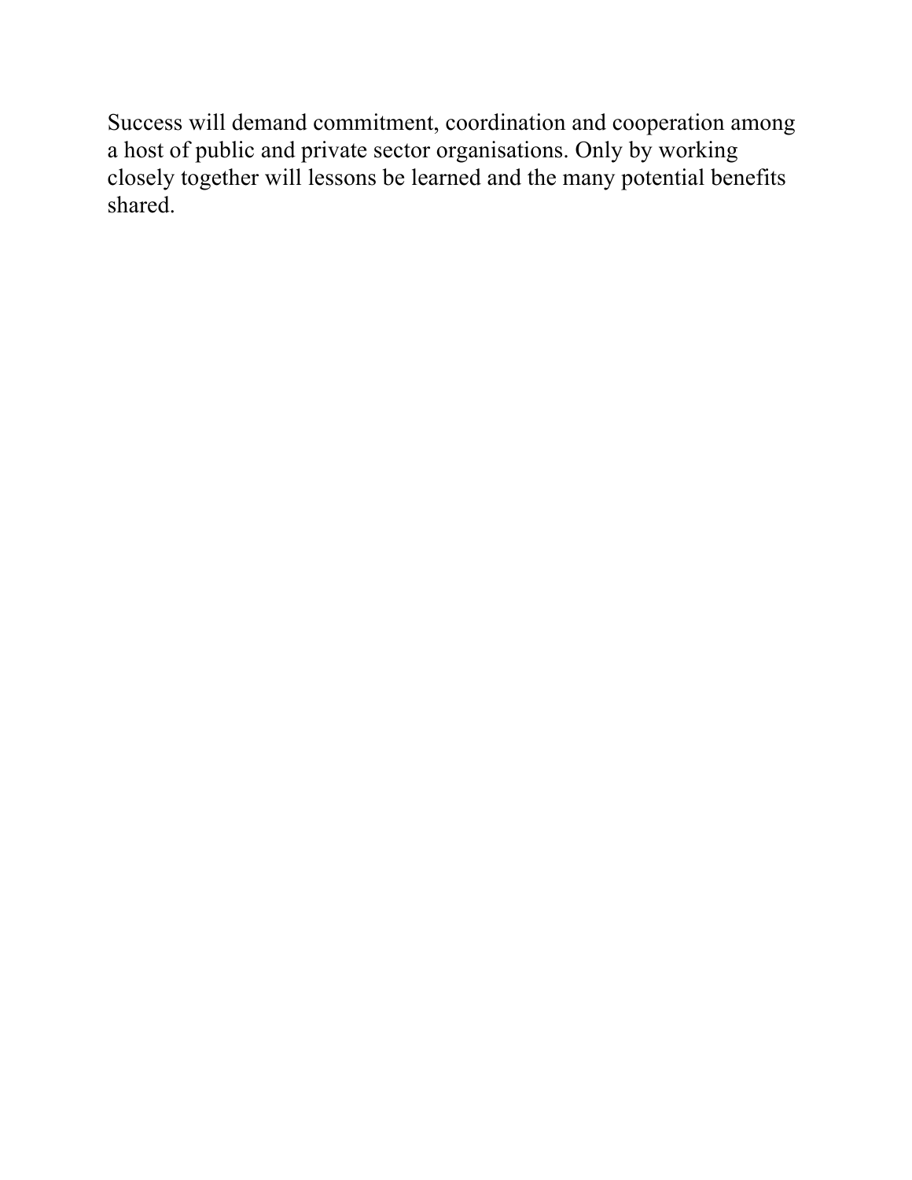Success will demand commitment, coordination and cooperation among a host of public and private sector organisations. Only by working closely together will lessons be learned and the many potential benefits shared.